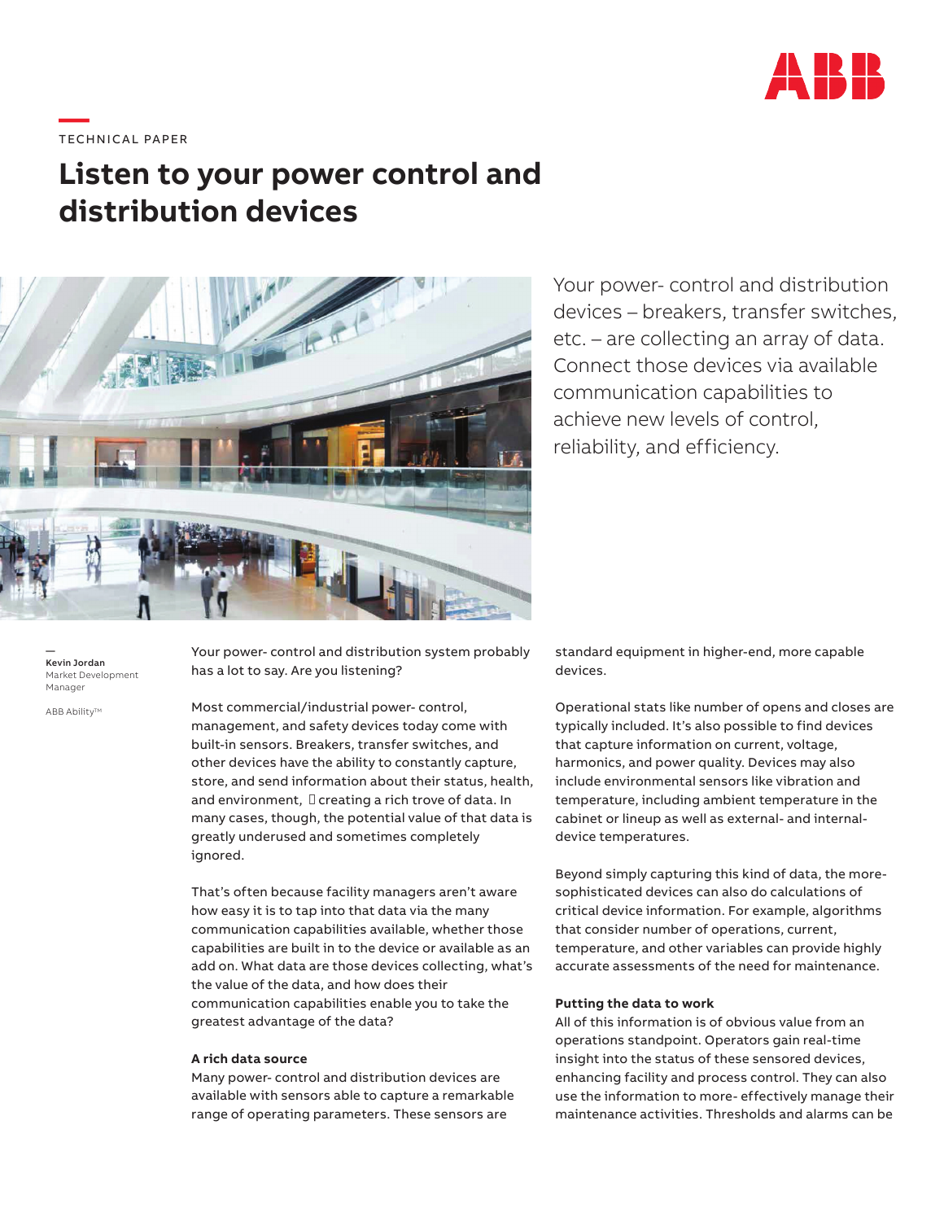TECHNICAL PAPER

# Listen to your power control and distribution devices

Your power- control and distribution devices – breakers, transfer switches, etc. – are collecting an array of data. Connect those devices via available communication capabilities to achieve new levels of control, reliability, and efficiency.

**Kevin Jordan**
Market Development Manager

ABB Ability™

Your power- control and distribution system probably has a lot to say. Are you listening?

Most commercial/industrial power- control, management, and safety devices today come with built-in sensors. Breakers, transfer switches, and other devices have the ability to constantly capture, store, and send information about their status, health, and environment, creating a rich trove of data. In many cases, though, the potential value of that data is greatly underused and sometimes completely ignored.

That's often because facility managers aren't aware how easy it is to tap into that data via the many communication capabilities available, whether those capabilities are built in to the device or available as an add on. What data are those devices collecting, what's the value of the data, and how does their communication capabilities enable you to take the greatest advantage of the data?

### A rich data source

Many power- control and distribution devices are available with sensors able to capture a remarkable range of operating parameters. These sensors are standard equipment in higher-end, more capable devices.

Operational stats like number of opens and closes are typically included. It's also possible to find devices that capture information on current, voltage, harmonics, and power quality. Devices may also include environmental sensors like vibration and temperature, including ambient temperature in the cabinet or lineup as well as external- and internal-device temperatures.

Beyond simply capturing this kind of data, the more-sophisticated devices can also do calculations of critical device information. For example, algorithms that consider number of operations, current, temperature, and other variables can provide highly accurate assessments of the need for maintenance.

### Putting the data to work

All of this information is of obvious value from an operations standpoint. Operators gain real-time insight into the status of these sensored devices, enhancing facility and process control. They can also use the information to more- effectively manage their maintenance activities. Thresholds and alarms can be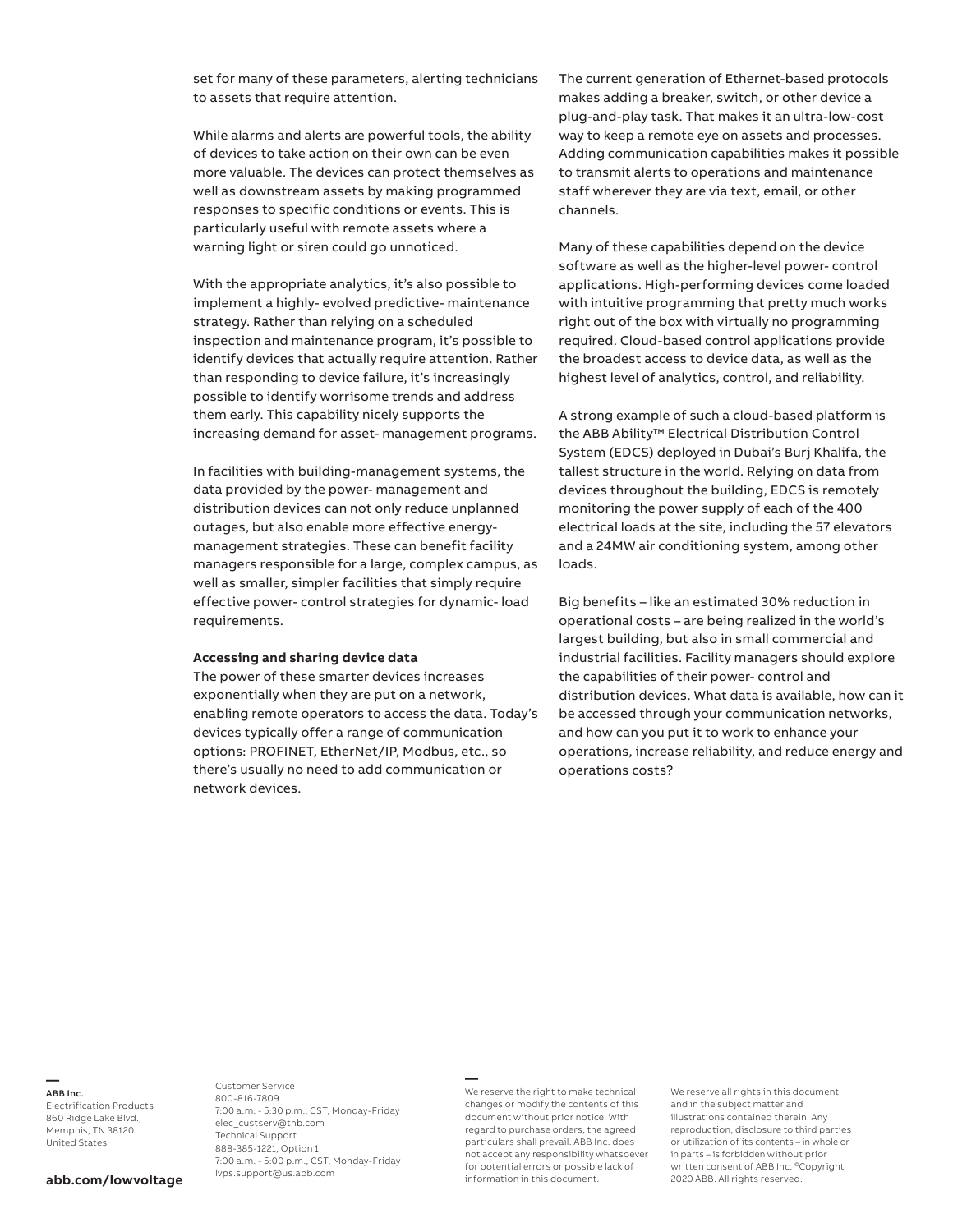set for many of these parameters, alerting technicians to assets that require attention.

While alarms and alerts are powerful tools, the ability of devices to take action on their own can be even more valuable. The devices can protect themselves as well as downstream assets by making programmed responses to specific conditions or events. This is particularly useful with remote assets where a warning light or siren could go unnoticed.

With the appropriate analytics, it's also possible to implement a highly- evolved predictive- maintenance strategy. Rather than relying on a scheduled inspection and maintenance program, it's possible to identify devices that actually require attention. Rather than responding to device failure, it's increasingly possible to identify worrisome trends and address them early. This capability nicely supports the increasing demand for asset- management programs.

In facilities with building-management systems, the data provided by the power- management and distribution devices can not only reduce unplanned outages, but also enable more effective energy-management strategies. These can benefit facility managers responsible for a large, complex campus, as well as smaller, simpler facilities that simply require effective power- control strategies for dynamic- load requirements.

**Accessing and sharing device data**

The power of these smarter devices increases exponentially when they are put on a network, enabling remote operators to access the data. Today's devices typically offer a range of communication options: PROFINET, EtherNet/IP, Modbus, etc., so there's usually no need to add communication or network devices.

The current generation of Ethernet-based protocols makes adding a breaker, switch, or other device a plug-and-play task. That makes it an ultra-low-cost way to keep a remote eye on assets and processes. Adding communication capabilities makes it possible to transmit alerts to operations and maintenance staff wherever they are via text, email, or other channels.

Many of these capabilities depend on the device software as well as the higher-level power- control applications. High-performing devices come loaded with intuitive programming that pretty much works right out of the box with virtually no programming required. Cloud-based control applications provide the broadest access to device data, as well as the highest level of analytics, control, and reliability.

A strong example of such a cloud-based platform is the ABB Ability™ Electrical Distribution Control System (EDCS) deployed in Dubai's Burj Khalifa, the tallest structure in the world. Relying on data from devices throughout the building, EDCS is remotely monitoring the power supply of each of the 400 electrical loads at the site, including the 57 elevators and a 24MW air conditioning system, among other loads.

Big benefits – like an estimated 30% reduction in operational costs – are being realized in the world's largest building, but also in small commercial and industrial facilities. Facility managers should explore the capabilities of their power- control and distribution devices. What data is available, how can it be accessed through your communication networks, and how can you put it to work to enhance your operations, increase reliability, and reduce energy and operations costs?

—
**ABB Inc.**
Electrification Products
860 Ridge Lake Blvd.,
Memphis, TN 38120
United States

**abb.com/lowvoltage**

Customer Service
800-816-7809
7:00 a.m. - 5:30 p.m., CST, Monday-Friday
elec_custserv@tnb.com
Technical Support
888-385-1221, Option 1
7:00 a.m. - 5:00 p.m., CST, Monday-Friday
lvps.support@us.abb.com

—
We reserve the right to make technical changes or modify the contents of this document without prior notice. With regard to purchase orders, the agreed particulars shall prevail. ABB Inc. does not accept any responsibility whatsoever for potential errors or possible lack of information in this document.

We reserve all rights in this document and in the subject matter and illustrations contained therein. Any reproduction, disclosure to third parties or utilization of its contents – in whole or in parts – is forbidden without prior written consent of ABB Inc. ©Copyright 2020 ABB. All rights reserved.